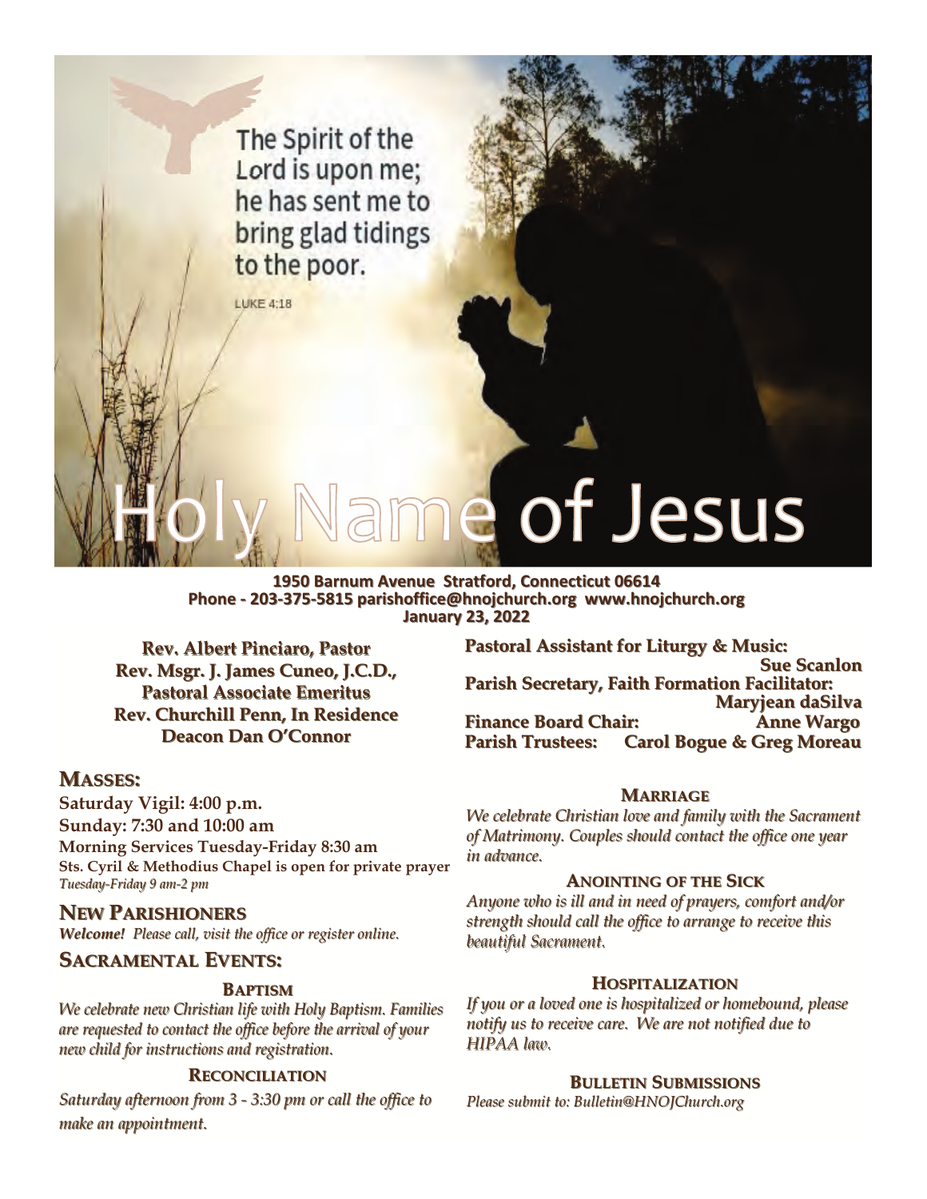The Spirit of the Lord is upon me; he has sent me to bring glad tidings to the poor.

LUKE 4:18

# Holy Name of Jesus

**1950 Barnum Avenue Stratford, Connecticut 06614**
**Phone - 203-375-5815 parishoffice@hnojchurch.org www.hnojchurch.org**
**January 23, 2022**

**Rev. Albert Pinciaro, Pastor**
**Rev. Msgr. J. James Cuneo, J.C.D., Pastoral Associate Emeritus**
**Rev. Churchill Penn, In Residence**
**Deacon Dan O'Connor**

**Pastoral Assistant for Liturgy & Music:** **Sue Scanlon**
**Parish Secretary, Faith Formation Facilitator:** **Maryjean daSilva**
**Finance Board Chair:** **Anne Wargo**
**Parish Trustees:** **Carol Bogue & Greg Moreau**

## Masses:

**Saturday Vigil: 4:00 p.m.**
**Sunday: 7:30 and 10:00 am**
**Morning Services Tuesday-Friday 8:30 am**
**Sts. Cyril & Methodius Chapel is open for private prayer**
*Tuesday-Friday 9 am-2 pm*

## New Parishioners

***Welcome!*** *Please call, visit the office or register online.*

## Sacramental Events:

### Baptism

*We celebrate new Christian life with Holy Baptism. Families are requested to contact the office before the arrival of your new child for instructions and registration.*

### Reconciliation

*Saturday afternoon from 3 - 3:30 pm or call the office to make an appointment.*

### Marriage

*We celebrate Christian love and family with the Sacrament of Matrimony. Couples should contact the office one year in advance.*

### Anointing of the Sick

*Anyone who is ill and in need of prayers, comfort and/or strength should call the office to arrange to receive this beautiful Sacrament.*

### Hospitalization

*If you or a loved one is hospitalized or homebound, please notify us to receive care. We are not notified due to HIPAA law.*

### Bulletin Submissions

*Please submit to: Bulletin@HNOJChurch.org*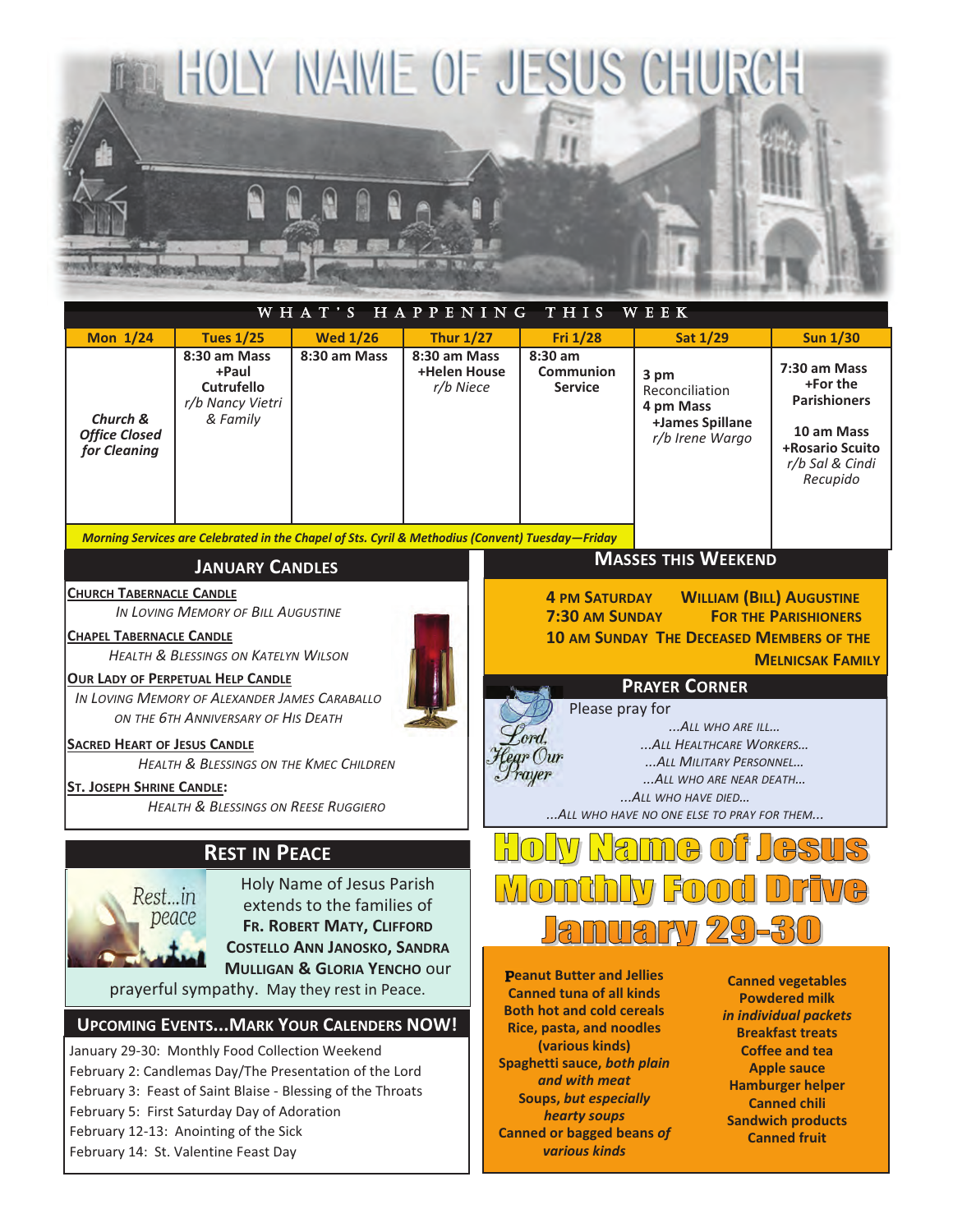# HOLY NAME OF JESUS CHURCH

## WHAT'S HAPPENING THIS WEEK

| Mon 1/24 | Tues 1/25 | Wed 1/26 | Thur 1/27 | Fri 1/28 | Sat 1/29 | Sun 1/30 |
|---|---|---|---|---|---|---|
| *Church & Office Closed for Cleaning* | **8:30 am Mass** **+Paul Cutrufello** *r/b Nancy Vietri & Family* | **8:30 am Mass** | **8:30 am Mass** **+Helen House** *r/b Niece* | **8:30 am Communion Service** | **3 pm** Reconciliation **4 pm Mass** **+James Spillane** *r/b Irene Wargo* | **7:30 am Mass** **+For the Parishioners** **10 am Mass** **+Rosario Scuito** *r/b Sal & Cindi Recupido* |

*Morning Services are Celebrated in the Chapel of Sts. Cyril & Methodius (Convent) Tuesday—Friday*

## JANUARY CANDLES

**CHURCH TABERNACLE CANDLE**
*In Loving Memory of Bill Augustine*

**CHAPEL TABERNACLE CANDLE**
*Health & Blessings on Katelyn Wilson*

**OUR LADY OF PERPETUAL HELP CANDLE**
*In Loving Memory of Alexander James Caraballo on the 6th Anniversary of His Death*

**SACRED HEART OF JESUS CANDLE**
*Health & Blessings on the Kmec Children*

**ST. JOSEPH SHRINE CANDLE:**
*Health & Blessings on Reese Ruggiero*

## MASSES THIS WEEKEND

**4 PM SATURDAY** — **WILLIAM (BILL) AUGUSTINE**
**7:30 AM SUNDAY** — **FOR THE PARISHIONERS**
**10 AM SUNDAY** — **THE DECEASED MEMBERS OF THE MELNICSAK FAMILY**

## PRAYER CORNER

*Lord, Hear Our Prayer*

Please pray for

*...All who are ill...*
*...All Healthcare Workers...*
*...All Military Personnel...*
*...All who are near death...*
*...All who have died...*
*...All who have no one else to pray for them...*

## REST IN PEACE

*Rest...in peace*

Holy Name of Jesus Parish extends to the families of **FR. ROBERT MATY, CLIFFORD COSTELLO ANN JANOSKO, SANDRA MULLIGAN & GLORIA YENCHO** our prayerful sympathy. May they rest in Peace.

## UPCOMING EVENTS...MARK YOUR CALENDERS NOW!

January 29-30: Monthly Food Collection Weekend
February 2: Candlemas Day/The Presentation of the Lord
February 3: Feast of Saint Blaise - Blessing of the Throats
February 5: First Saturday Day of Adoration
February 12-13: Anointing of the Sick
February 14: St. Valentine Feast Day

## Holy Name of Jesus Monthly Food Drive January 29-30

**Peanut Butter and Jellies**
**Canned tuna of all kinds**
**Both hot and cold cereals**
**Rice, pasta, and noodles (various kinds)**
**Spaghetti sauce, *both plain and with meat***
**Soups, *but especially hearty soups***
**Canned or bagged beans *of various kinds***
**Canned vegetables**
**Powdered milk *in individual packets***
**Breakfast treats**
**Coffee and tea**
**Apple sauce**
**Hamburger helper**
**Canned chili**
**Sandwich products**
**Canned fruit**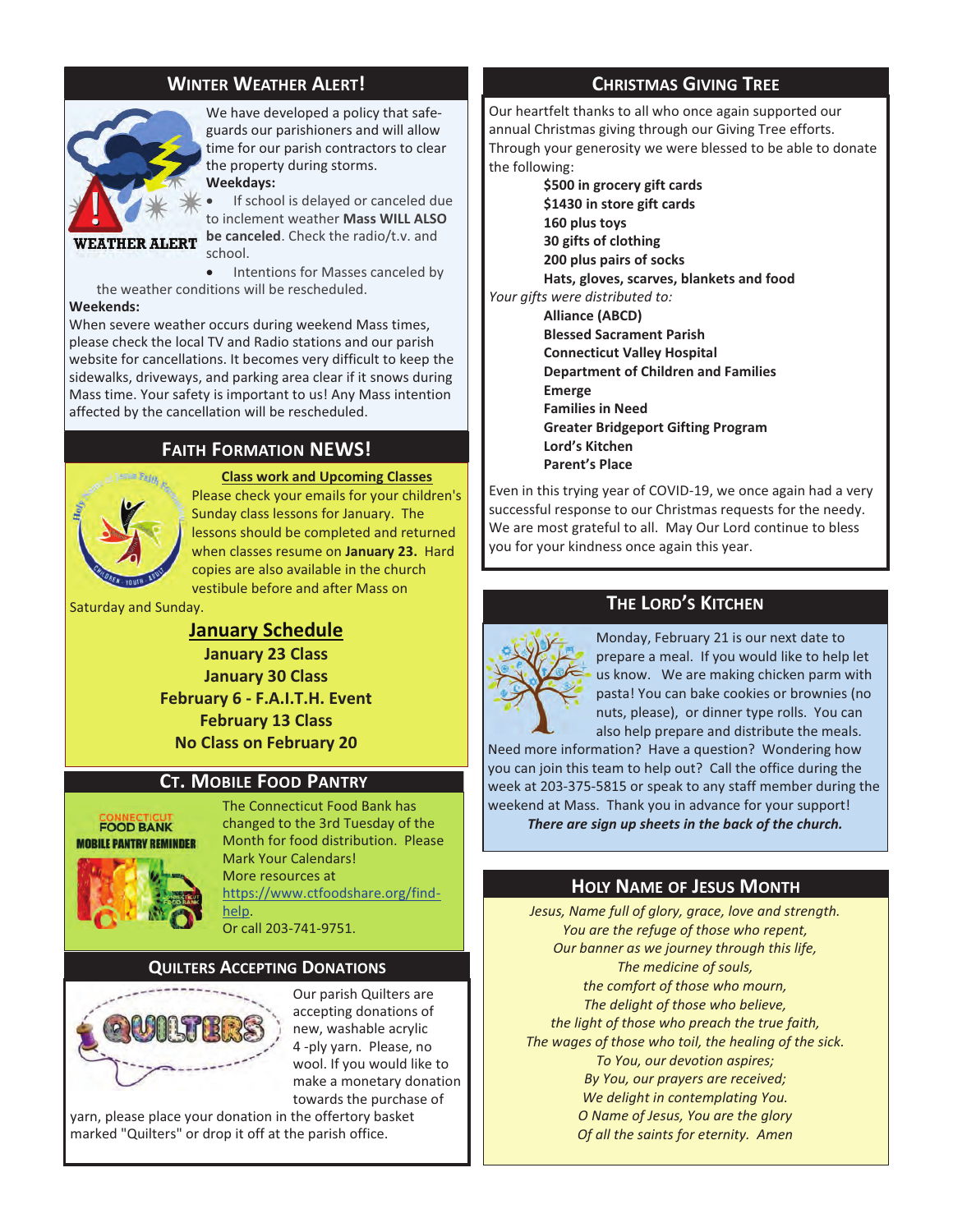## Winter Weather Alert!

We have developed a policy that safeguards our parishioners and will allow time for our parish contractors to clear the property during storms.

**Weekdays:**

- If school is delayed or canceled due to inclement weather **Mass WILL ALSO be canceled**. Check the radio/t.v. and school.
- Intentions for Masses canceled by the weather conditions will be rescheduled.

**Weekends:**

When severe weather occurs during weekend Mass times, please check the local TV and Radio stations and our parish website for cancellations. It becomes very difficult to keep the sidewalks, driveways, and parking area clear if it snows during Mass time. Your safety is important to us! Any Mass intention affected by the cancellation will be rescheduled.

## Faith Formation NEWS!

**Class work and Upcoming Classes**

Please check your emails for your children's Sunday class lessons for January. The lessons should be completed and returned when classes resume on **January 23.** Hard copies are also available in the church vestibule before and after Mass on Saturday and Sunday.

**January Schedule**

**January 23 Class**
**January 30 Class**
**February 6 - F.A.I.T.H. Event**
**February 13 Class**
**No Class on February 20**

## Ct. Mobile Food Pantry

The Connecticut Food Bank has changed to the 3rd Tuesday of the Month for food distribution. Please Mark Your Calendars!
More resources at https://www.ctfoodshare.org/find-help.
Or call 203-741-9751.

## Quilters Accepting Donations

Our parish Quilters are accepting donations of new, washable acrylic 4 -ply yarn. Please, no wool. If you would like to make a monetary donation towards the purchase of yarn, please place your donation in the offertory basket marked "Quilters" or drop it off at the parish office.

## Christmas Giving Tree

Our heartfelt thanks to all who once again supported our annual Christmas giving through our Giving Tree efforts. Through your generosity we were blessed to be able to donate the following:

**$500 in grocery gift cards**
**$1430 in store gift cards**
**160 plus toys**
**30 gifts of clothing**
**200 plus pairs of socks**
**Hats, gloves, scarves, blankets and food**

*Your gifts were distributed to:*

**Alliance (ABCD)**
**Blessed Sacrament Parish**
**Connecticut Valley Hospital**
**Department of Children and Families**
**Emerge**
**Families in Need**
**Greater Bridgeport Gifting Program**
**Lord's Kitchen**
**Parent's Place**

Even in this trying year of COVID-19, we once again had a very successful response to our Christmas requests for the needy. We are most grateful to all. May Our Lord continue to bless you for your kindness once again this year.

## The Lord's Kitchen

Monday, February 21 is our next date to prepare a meal. If you would like to help let us know. We are making chicken parm with pasta! You can bake cookies or brownies (no nuts, please), or dinner type rolls. You can also help prepare and distribute the meals. Need more information? Have a question? Wondering how you can join this team to help out? Call the office during the week at 203-375-5815 or speak to any staff member during the weekend at Mass. Thank you in advance for your support!

***There are sign up sheets in the back of the church.***

## Holy Name of Jesus Month

*Jesus, Name full of glory, grace, love and strength.*
*You are the refuge of those who repent,*
*Our banner as we journey through this life,*
*The medicine of souls,*
*the comfort of those who mourn,*
*The delight of those who believe,*
*the light of those who preach the true faith,*
*The wages of those who toil, the healing of the sick.*
*To You, our devotion aspires;*
*By You, our prayers are received;*
*We delight in contemplating You.*
*O Name of Jesus, You are the glory*
*Of all the saints for eternity. Amen*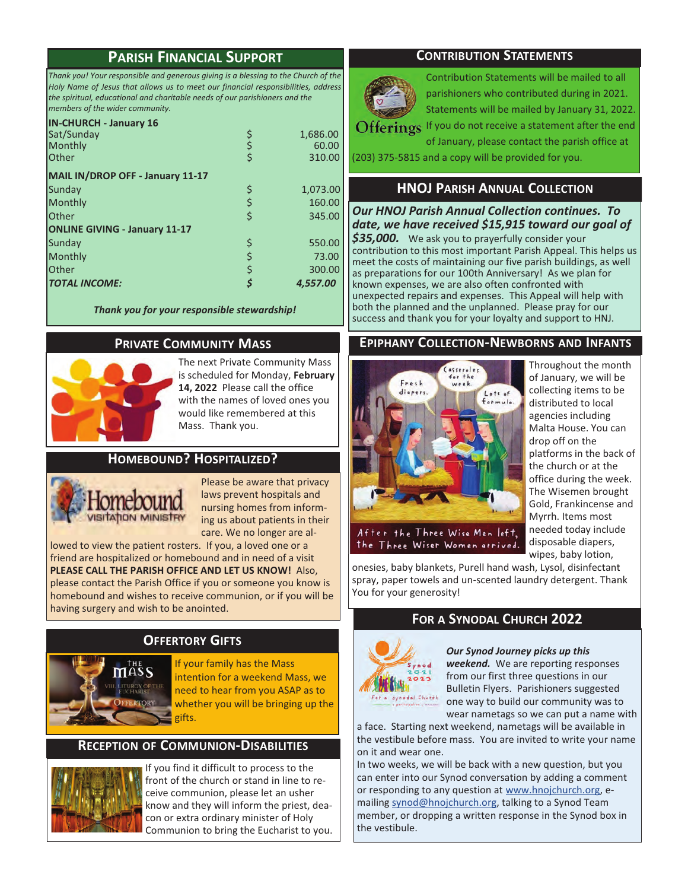## Parish Financial Support

*Thank you! Your responsible and generous giving is a blessing to the Church of the Holy Name of Jesus that allows us to meet our financial responsibilities, address the spiritual, educational and charitable needs of our parishioners and the members of the wider community.*

| | | |
|---|---|---|
| **IN-CHURCH - January 16** | | |
| Sat/Sunday | $ | 1,686.00 |
| Monthly | $ | 60.00 |
| Other | $ | 310.00 |
| **MAIL IN/DROP OFF - January 11-17** | | |
| Sunday | $ | 1,073.00 |
| Monthly | $ | 160.00 |
| Other | $ | 345.00 |
| **ONLINE GIVING - January 11-17** | | |
| Sunday | $ | 550.00 |
| Monthly | $ | 73.00 |
| Other | $ | 300.00 |
| ***TOTAL INCOME:*** | ***$*** | ***4,557.00*** |

***Thank you for your responsible stewardship!***

## Private Community Mass

The next Private Community Mass is scheduled for Monday, **February 14, 2022** Please call the office with the names of loved ones you would like remembered at this Mass. Thank you.

## Homebound? Hospitalized?

Please be aware that privacy laws prevent hospitals and nursing homes from informing us about patients in their care. We no longer are allowed to view the patient rosters. If you, a loved one or a friend are hospitalized or homebound and in need of a visit **PLEASE CALL THE PARISH OFFICE AND LET US KNOW!** Also, please contact the Parish Office if you or someone you know is homebound and wishes to receive communion, or if you will be having surgery and wish to be anointed.

## Offertory Gifts

If your family has the Mass intention for a weekend Mass, we need to hear from you ASAP as to whether you will be bringing up the gifts.

## Reception of Communion-Disabilities

If you find it difficult to process to the front of the church or stand in line to receive communion, please let an usher know and they will inform the priest, deacon or extra ordinary minister of Holy Communion to bring the Eucharist to you.

## Contribution Statements

Contribution Statements will be mailed to all parishioners who contributed during in 2021. Statements will be mailed by January 31, 2022. If you do not receive a statement after the end of January, please contact the parish office at (203) 375-5815 and a copy will be provided for you.

## HNOJ Parish Annual Collection

***Our HNOJ Parish Annual Collection continues. To date, we have received $15,915 toward our goal of $35,000.*** We ask you to prayerfully consider your contribution to this most important Parish Appeal. This helps us meet the costs of maintaining our five parish buildings, as well as preparations for our 100th Anniversary! As we plan for known expenses, we are also often confronted with unexpected repairs and expenses. This Appeal will help with both the planned and the unplanned. Please pray for our success and thank you for your loyalty and support to HNJ.

## Epiphany Collection-Newborns and Infants

Throughout the month of January, we will be collecting items to be distributed to local agencies including Malta House. You can drop off on the platforms in the back of the church or at the office during the week. The Wisemen brought Gold, Frankincense and Myrrh. Items most needed today include disposable diapers, wipes, baby lotion, onesies, baby blankets, Purell hand wash, Lysol, disinfectant spray, paper towels and un-scented laundry detergent. Thank You for your generosity!

## For a Synodal Church 2022

***Our Synod Journey picks up this weekend.*** We are reporting responses from our first three questions in our Bulletin Flyers. Parishioners suggested one way to build our community was to wear nametags so we can put a name with a face. Starting next weekend, nametags will be available in the vestibule before mass. You are invited to write your name on it and wear one.

In two weeks, we will be back with a new question, but you can enter into our Synod conversation by adding a comment or responding to any question at www.hnojchurch.org, e-mailing synod@hnojchurch.org, talking to a Synod Team member, or dropping a written response in the Synod box in the vestibule.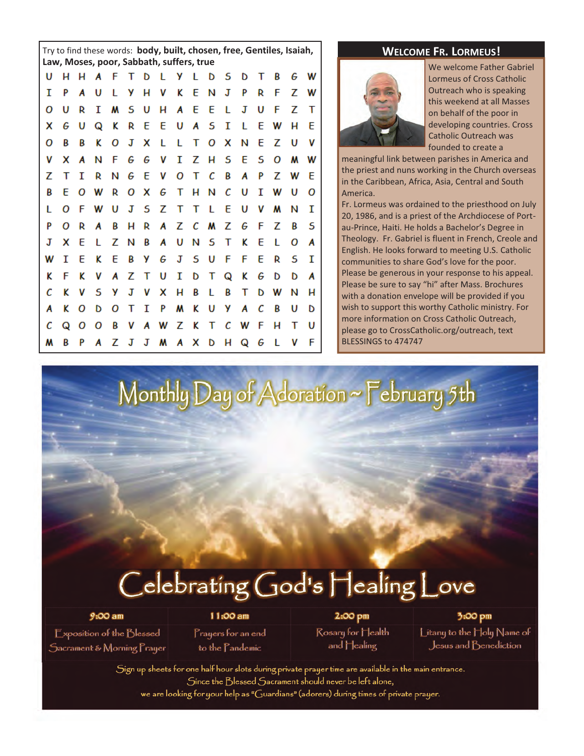Try to find these words: **body, built, chosen, free, Gentiles, Isaiah, Law, Moses, poor, Sabbath, suffers, true**

```
U H H A F T D L Y L D S D T B G W
I P A U L Y H V K E N J P R F Z W
O U R I M S U H A E E L J U F Z T
X G U Q K R E E U A S I L E W H E
O B B K O J X L L T O X N E Z U V
V X A N F G G V I Z H S E S O M W
Z T I R N G E V O T C B A P Z W E
B E O W R O X G T H N C U I W U O
L O F W U J S Z T T L E U V M N I
P O R A B H R A Z C M Z G F Z B S
J X E L Z N B A U N S T K E L O A
W I E K E B Y G J S U F F E R S I
K F K V A Z T U I D T Q K G D D A
C K V S Y J V X H B L B T D W N H
A K O D O T I P M K U Y A C B U D
C Q O O B V A W Z K T C W F H T U
M B P A Z J J M A X D H Q G L V F
```

## Welcome Fr. Lormeus!

We welcome Father Gabriel Lormeus of Cross Catholic Outreach who is speaking this weekend at all Masses on behalf of the poor in developing countries. Cross Catholic Outreach was founded to create a meaningful link between parishes in America and the priest and nuns working in the Church overseas in the Caribbean, Africa, Asia, Central and South America.

Fr. Lormeus was ordained to the priesthood on July 20, 1986, and is a priest of the Archdiocese of Port-au-Prince, Haiti. He holds a Bachelor's Degree in Theology. Fr. Gabriel is fluent in French, Creole and English. He looks forward to meeting U.S. Catholic communities to share God's love for the poor. Please be generous in your response to his appeal. Please be sure to say "hi" after Mass. Brochures with a donation envelope will be provided if you wish to support this worthy Catholic ministry. For more information on Cross Catholic Outreach, please go to CrossCatholic.org/outreach, text BLESSINGS to 474747

## Monthly Day of Adoration ~ February 5th

## Celebrating God's Healing Love

| 9:00 am | 11:00 am | 2:00 pm | 3:00 pm |
|---|---|---|---|
| Exposition of the Blessed Sacrament & Morning Prayer | Prayers for an end to the Pandemic | Rosary for Health and Healing | Litany to the Holy Name of Jesus and Benediction |

Sign up sheets for one half hour slots during private prayer time are available in the main entrance.
Since the Blessed Sacrament should never be left alone,
we are looking for your help as "Guardians" (adorers) during times of private prayer.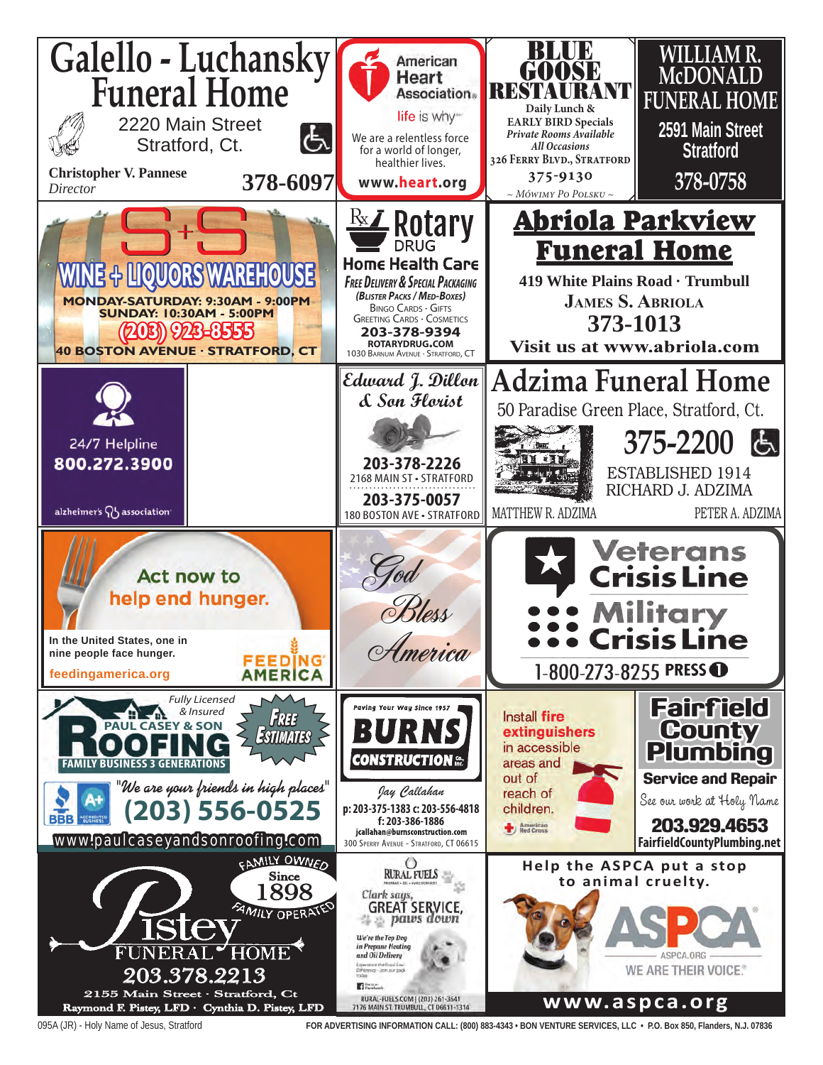## Galello - Luchansky Funeral Home

2220 Main Street
Stratford, Ct.

**Christopher V. Pannese**
*Director*

**378-6097**

---

**American Heart Association.**
life is why™

We are a relentless force for a world of longer, healthier lives.

**www.heart.org**

---

## BLUE GOOSE RESTAURANT

Daily Lunch &
EARLY BIRD Specials
*Private Rooms Available*
*All Occasions*
326 Ferry Blvd., Stratford
375-9130
*~ Mówimy Po Polsku ~*

---

## WILLIAM R. McDONALD FUNERAL HOME

2591 Main Street
Stratford
378-0758

---

## S+S WINE & LIQUORS WAREHOUSE

MONDAY-SATURDAY: 9:30AM - 9:00PM
SUNDAY: 10:30AM - 5:00PM
(203) 923-8555
40 BOSTON AVENUE · STRATFORD, CT

---

## Rx Rotary DRUG

**Home Health Care**
*Free Delivery & Special Packaging*
*(Blister Packs / Med-Boxes)*
Bingo Cards · Gifts
Greeting Cards · Cosmetics
**203-378-9394**
ROTARYDRUG.COM
1030 Barnum Avenue · Stratford, CT

---

## Abriola Parkview Funeral Home

**419 White Plains Road · Trumbull**
**James S. Abriola**
**373-1013**
**Visit us at www.abriola.com**

---

24/7 Helpline
**800.272.3900**
alzheimer's association

---

*Edward J. Dillon & Son Florist*

**203-378-2226**
2168 MAIN ST • STRATFORD

**203-375-0057**
180 BOSTON AVE • STRATFORD

---

## Adzima Funeral Home

50 Paradise Green Place, Stratford, Ct.

375-2200

ESTABLISHED 1914
RICHARD J. ADZIMA
MATTHEW R. ADZIMA    PETER A. ADZIMA

---

Act now to help end hunger.

In the United States, one in nine people face hunger.

feedingamerica.org
FEEDING AMERICA

---

*God Bless America*

---

## Veterans Crisis Line
## Military Crisis Line

1-800-273-8255 PRESS 1

---

*Fully Licensed & Insured*
PAUL CASEY & SON ROOFING
FAMILY BUSINESS 3 GENERATIONS
FREE ESTIMATES

*"We are your friends in high places"*
**(203) 556-0525**
www.paulcaseyandsonroofing.com

---

*Paving Your Way Since 1957*
**BURNS CONSTRUCTION Co. Inc.**

*Jay Callahan*
p: 203-375-1383 c: 203-556-4818
f: 203-386-1886
jcallahan@burnsconstruction.com
300 Sperry Avenue - Stratford, CT 06615

---

Install **fire extinguishers** in accessible areas and out of reach of children.

American Red Cross

---

## Fairfield County Plumbing

**Service and Repair**
*See our work at Holy Name*
**203.929.4653**
FairfieldCountyPlumbing.net

---

FAMILY OWNED
Since 1898
FAMILY OPERATED

## Pistey FUNERAL HOME

203.378.2213
2155 Main Street · Stratford, Ct
Raymond F. Pistey, LFD · Cynthia D. Pistey, LFD

---

RURAL FUELS

*Clark says,*
GREAT SERVICE, *paws down*

*We're the Top Dog in Propane Heating and Oil Delivery*

RURAL-FUELS.COM | (203) 261-3541
7176 MAIN ST. TRUMBULL, CT 06611-1314

---

Help the ASPCA put a stop to animal cruelty.

ASPCA
ASPCA.ORG
WE ARE THEIR VOICE.®

www.aspca.org

---

095A (JR) - Holy Name of Jesus, Stratford

FOR ADVERTISING INFORMATION CALL: (800) 883-4343 • BON VENTURE SERVICES, LLC • P.O. Box 850, Flanders, N.J. 07836